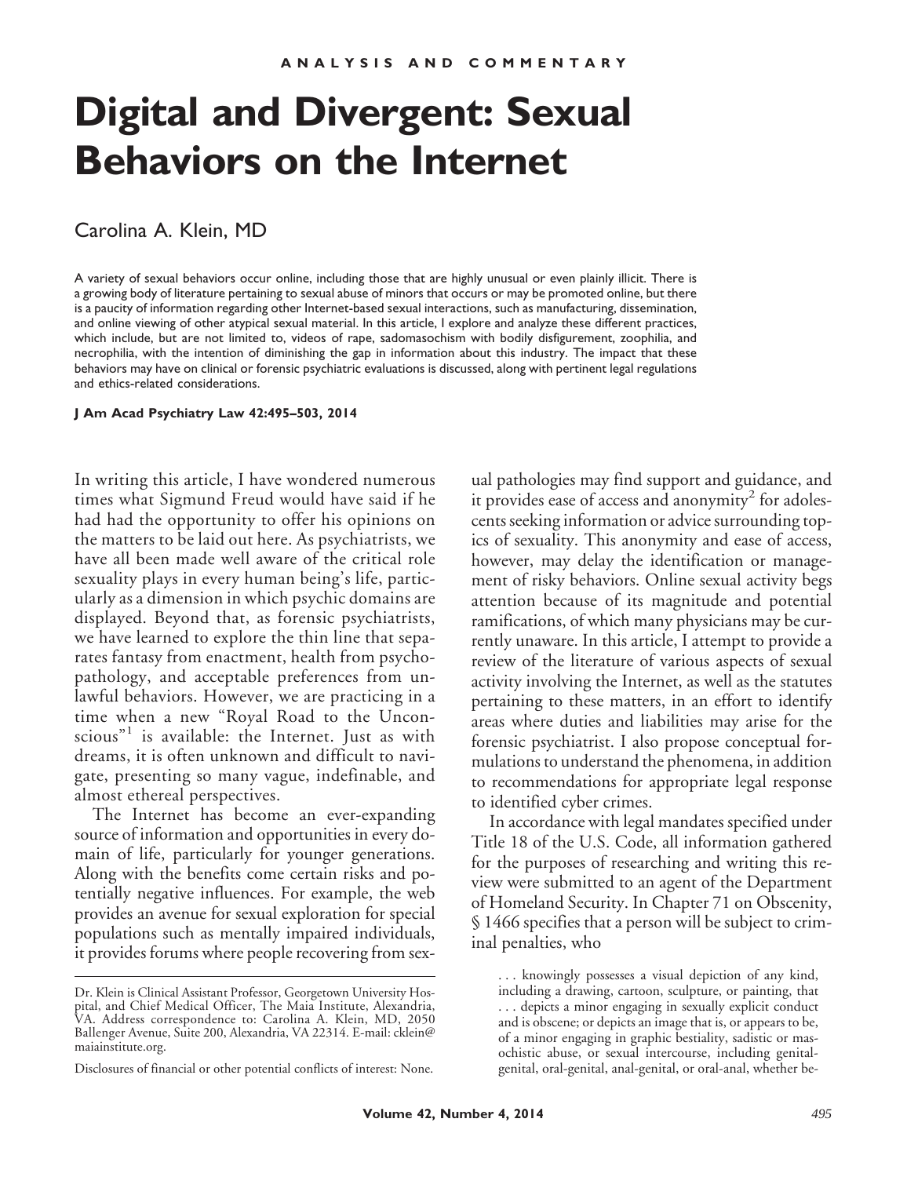ANALYSIS AND COMMENTARY

# Digital and Divergent: Sexual Behaviors on the Internet

Carolina A. Klein, MD

A variety of sexual behaviors occur online, including those that are highly unusual or even plainly illicit. There is a growing body of literature pertaining to sexual abuse of minors that occurs or may be promoted online, but there is a paucity of information regarding other Internet-based sexual interactions, such as manufacturing, dissemination, and online viewing of other atypical sexual material. In this article, I explore and analyze these different practices, which include, but are not limited to, videos of rape, sadomasochism with bodily disfigurement, zoophilia, and necrophilia, with the intention of diminishing the gap in information about this industry. The impact that these behaviors may have on clinical or forensic psychiatric evaluations is discussed, along with pertinent legal regulations and ethics-related considerations.

**J Am Acad Psychiatry Law 42:495–503, 2014**

In writing this article, I have wondered numerous times what Sigmund Freud would have said if he had had the opportunity to offer his opinions on the matters to be laid out here. As psychiatrists, we have all been made well aware of the critical role sexuality plays in every human being's life, particularly as a dimension in which psychic domains are displayed. Beyond that, as forensic psychiatrists, we have learned to explore the thin line that separates fantasy from enactment, health from psychopathology, and acceptable preferences from unlawful behaviors. However, we are practicing in a time when a new "Royal Road to the Unconscious"[1] is available: the Internet. Just as with dreams, it is often unknown and difficult to navigate, presenting so many vague, indefinable, and almost ethereal perspectives.

The Internet has become an ever-expanding source of information and opportunities in every domain of life, particularly for younger generations. Along with the benefits come certain risks and potentially negative influences. For example, the web provides an avenue for sexual exploration for special populations such as mentally impaired individuals, it provides forums where people recovering from sexual pathologies may find support and guidance, and it provides ease of access and anonymity[2] for adolescents seeking information or advice surrounding topics of sexuality. This anonymity and ease of access, however, may delay the identification or management of risky behaviors. Online sexual activity begs attention because of its magnitude and potential ramifications, of which many physicians may be currently unaware. In this article, I attempt to provide a review of the literature of various aspects of sexual activity involving the Internet, as well as the statutes pertaining to these matters, in an effort to identify areas where duties and liabilities may arise for the forensic psychiatrist. I also propose conceptual formulations to understand the phenomena, in addition to recommendations for appropriate legal response to identified cyber crimes.

In accordance with legal mandates specified under Title 18 of the U.S. Code, all information gathered for the purposes of researching and writing this review were submitted to an agent of the Department of Homeland Security. In Chapter 71 on Obscenity, § 1466 specifies that a person will be subject to criminal penalties, who

> . . . knowingly possesses a visual depiction of any kind, including a drawing, cartoon, sculpture, or painting, that . . . depicts a minor engaging in sexually explicit conduct and is obscene; or depicts an image that is, or appears to be, of a minor engaging in graphic bestiality, sadistic or masochistic abuse, or sexual intercourse, including genital-genital, oral-genital, anal-genital, or oral-anal, whether be-

Dr. Klein is Clinical Assistant Professor, Georgetown University Hospital, and Chief Medical Officer, The Maia Institute, Alexandria, VA. Address correspondence to: Carolina A. Klein, MD, 2050 Ballenger Avenue, Suite 200, Alexandria, VA 22314. E-mail: cklein@maiainstitute.org.

Disclosures of financial or other potential conflicts of interest: None.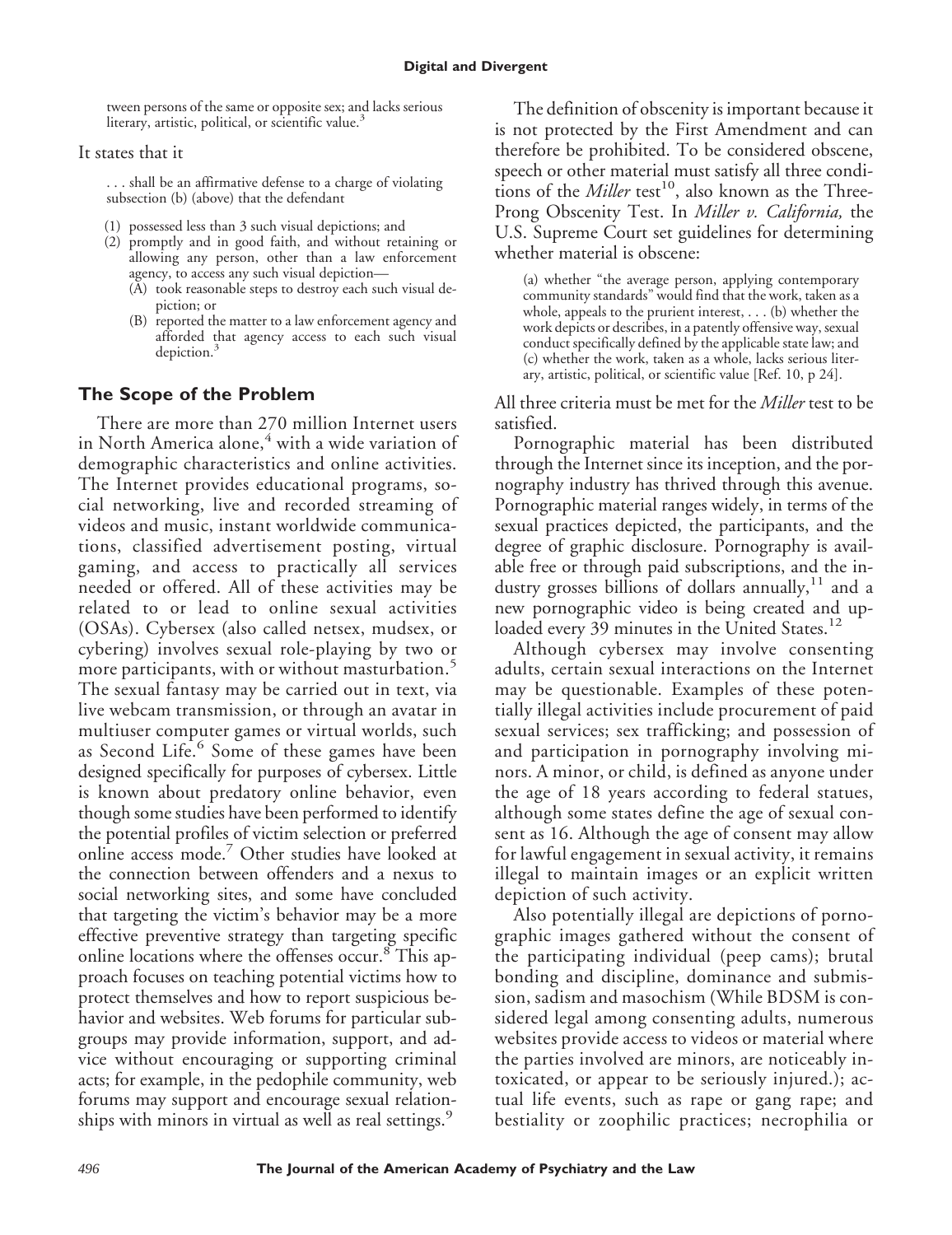tween persons of the same or opposite sex; and lacks serious literary, artistic, political, or scientific value.[3]

It states that it

> . . . shall be an affirmative defense to a charge of violating subsection (b) (above) that the defendant
>
> (1) possessed less than 3 such visual depictions; and
> (2) promptly and in good faith, and without retaining or allowing any person, other than a law enforcement agency, to access any such visual depiction—
>     (A) took reasonable steps to destroy each such visual depiction; or
>     (B) reported the matter to a law enforcement agency and afforded that agency access to each such visual depiction.[3]

## The Scope of the Problem

There are more than 270 million Internet users in North America alone,[4] with a wide variation of demographic characteristics and online activities. The Internet provides educational programs, social networking, live and recorded streaming of videos and music, instant worldwide communications, classified advertisement posting, virtual gaming, and access to practically all services needed or offered. All of these activities may be related to or lead to online sexual activities (OSAs). Cybersex (also called netsex, mudsex, or cybering) involves sexual role-playing by two or more participants, with or without masturbation.[5] The sexual fantasy may be carried out in text, via live webcam transmission, or through an avatar in multiuser computer games or virtual worlds, such as Second Life.[6] Some of these games have been designed specifically for purposes of cybersex. Little is known about predatory online behavior, even though some studies have been performed to identify the potential profiles of victim selection or preferred online access mode.[7] Other studies have looked at the connection between offenders and a nexus to social networking sites, and some have concluded that targeting the victim's behavior may be a more effective preventive strategy than targeting specific online locations where the offenses occur.[8] This approach focuses on teaching potential victims how to protect themselves and how to report suspicious behavior and websites. Web forums for particular subgroups may provide information, support, and advice without encouraging or supporting criminal acts; for example, in the pedophile community, web forums may support and encourage sexual relationships with minors in virtual as well as real settings.[9]

The definition of obscenity is important because it is not protected by the First Amendment and can therefore be prohibited. To be considered obscene, speech or other material must satisfy all three conditions of the *Miller* test[10], also known as the Three-Prong Obscenity Test. In *Miller v. California,* the U.S. Supreme Court set guidelines for determining whether material is obscene:

> (a) whether "the average person, applying contemporary community standards" would find that the work, taken as a whole, appeals to the prurient interest, . . . (b) whether the work depicts or describes, in a patently offensive way, sexual conduct specifically defined by the applicable state law; and (c) whether the work, taken as a whole, lacks serious literary, artistic, political, or scientific value [Ref. 10, p 24].

All three criteria must be met for the *Miller* test to be satisfied.

Pornographic material has been distributed through the Internet since its inception, and the pornography industry has thrived through this avenue. Pornographic material ranges widely, in terms of the sexual practices depicted, the participants, and the degree of graphic disclosure. Pornography is available free or through paid subscriptions, and the industry grosses billions of dollars annually,[11] and a new pornographic video is being created and uploaded every 39 minutes in the United States.[12]

Although cybersex may involve consenting adults, certain sexual interactions on the Internet may be questionable. Examples of these potentially illegal activities include procurement of paid sexual services; sex trafficking; and possession of and participation in pornography involving minors. A minor, or child, is defined as anyone under the age of 18 years according to federal statues, although some states define the age of sexual consent as 16. Although the age of consent may allow for lawful engagement in sexual activity, it remains illegal to maintain images or an explicit written depiction of such activity.

Also potentially illegal are depictions of pornographic images gathered without the consent of the participating individual (peep cams); brutal bonding and discipline, dominance and submission, sadism and masochism (While BDSM is considered legal among consenting adults, numerous websites provide access to videos or material where the parties involved are minors, are noticeably intoxicated, or appear to be seriously injured.); actual life events, such as rape or gang rape; and bestiality or zoophilic practices; necrophilia or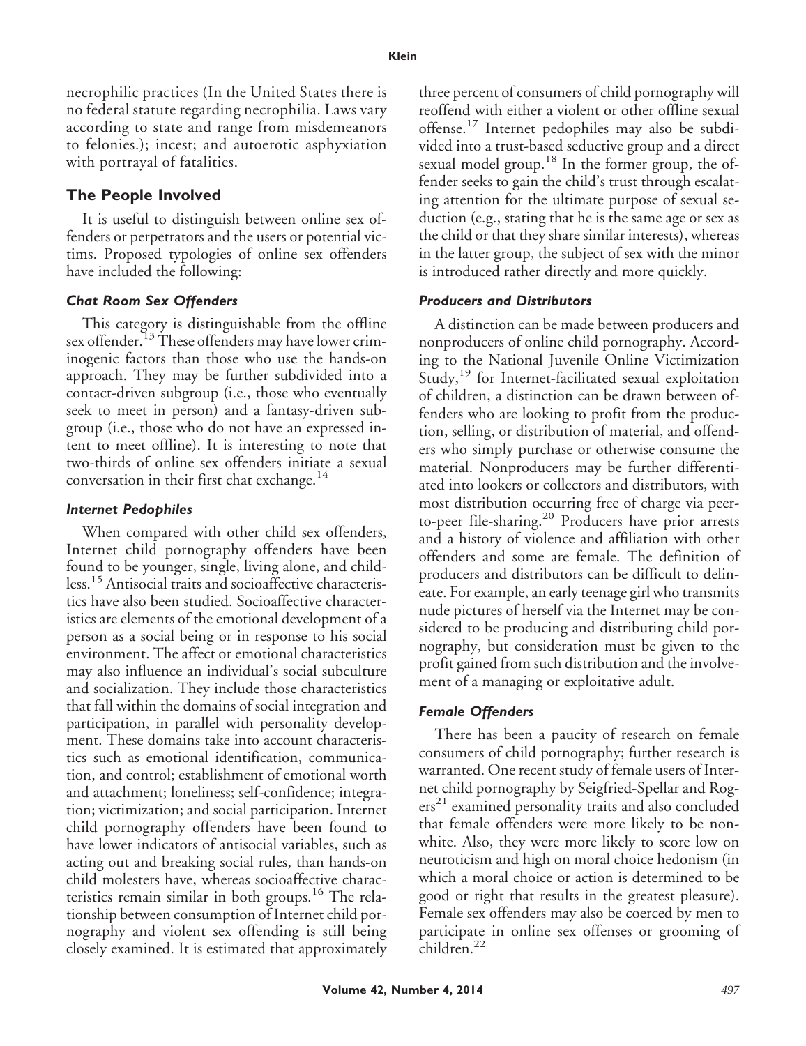necrophilic practices (In the United States there is no federal statute regarding necrophilia. Laws vary according to state and range from misdemeanors to felonies.); incest; and autoerotic asphyxiation with portrayal of fatalities.

## The People Involved

It is useful to distinguish between online sex offenders or perpetrators and the users or potential victims. Proposed typologies of online sex offenders have included the following:

### *Chat Room Sex Offenders*

This category is distinguishable from the offline sex offender.[13] These offenders may have lower criminogenic factors than those who use the hands-on approach. They may be further subdivided into a contact-driven subgroup (i.e., those who eventually seek to meet in person) and a fantasy-driven subgroup (i.e., those who do not have an expressed intent to meet offline). It is interesting to note that two-thirds of online sex offenders initiate a sexual conversation in their first chat exchange.[14]

### *Internet Pedophiles*

When compared with other child sex offenders, Internet child pornography offenders have been found to be younger, single, living alone, and childless.[15] Antisocial traits and socioaffective characteristics have also been studied. Socioaffective characteristics are elements of the emotional development of a person as a social being or in response to his social environment. The affect or emotional characteristics may also influence an individual's social subculture and socialization. They include those characteristics that fall within the domains of social integration and participation, in parallel with personality development. These domains take into account characteristics such as emotional identification, communication, and control; establishment of emotional worth and attachment; loneliness; self-confidence; integration; victimization; and social participation. Internet child pornography offenders have been found to have lower indicators of antisocial variables, such as acting out and breaking social rules, than hands-on child molesters have, whereas socioaffective characteristics remain similar in both groups.[16] The relationship between consumption of Internet child pornography and violent sex offending is still being closely examined. It is estimated that approximately three percent of consumers of child pornography will reoffend with either a violent or other offline sexual offense.[17] Internet pedophiles may also be subdivided into a trust-based seductive group and a direct sexual model group.[18] In the former group, the offender seeks to gain the child's trust through escalating attention for the ultimate purpose of sexual seduction (e.g., stating that he is the same age or sex as the child or that they share similar interests), whereas in the latter group, the subject of sex with the minor is introduced rather directly and more quickly.

### *Producers and Distributors*

A distinction can be made between producers and nonproducers of online child pornography. According to the National Juvenile Online Victimization Study,[19] for Internet-facilitated sexual exploitation of children, a distinction can be drawn between offenders who are looking to profit from the production, selling, or distribution of material, and offenders who simply purchase or otherwise consume the material. Nonproducers may be further differentiated into lookers or collectors and distributors, with most distribution occurring free of charge via peer-to-peer file-sharing.[20] Producers have prior arrests and a history of violence and affiliation with other offenders and some are female. The definition of producers and distributors can be difficult to delineate. For example, an early teenage girl who transmits nude pictures of herself via the Internet may be considered to be producing and distributing child pornography, but consideration must be given to the profit gained from such distribution and the involvement of a managing or exploitative adult.

### *Female Offenders*

There has been a paucity of research on female consumers of child pornography; further research is warranted. One recent study of female users of Internet child pornography by Seigfried-Spellar and Rogers[21] examined personality traits and also concluded that female offenders were more likely to be nonwhite. Also, they were more likely to score low on neuroticism and high on moral choice hedonism (in which a moral choice or action is determined to be good or right that results in the greatest pleasure). Female sex offenders may also be coerced by men to participate in online sex offenses or grooming of children.[22]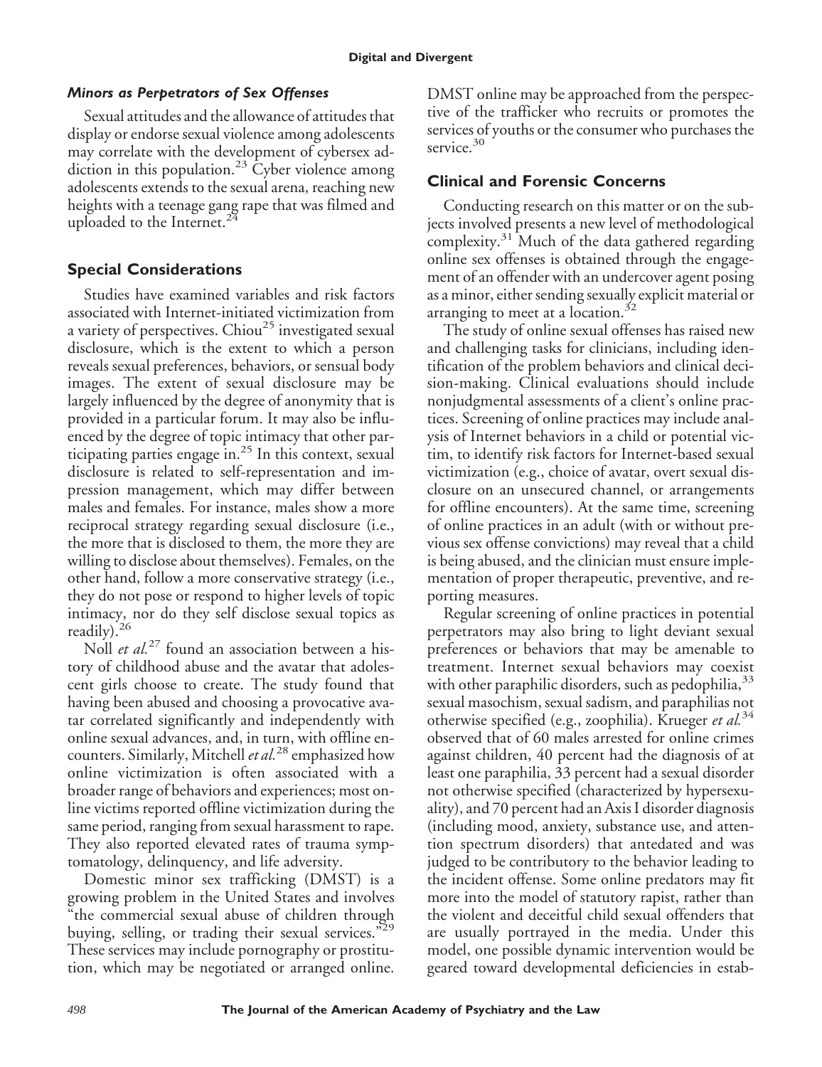### Minors as Perpetrators of Sex Offenses

Sexual attitudes and the allowance of attitudes that display or endorse sexual violence among adolescents may correlate with the development of cybersex addiction in this population.[23] Cyber violence among adolescents extends to the sexual arena, reaching new heights with a teenage gang rape that was filmed and uploaded to the Internet.[24]

## Special Considerations

Studies have examined variables and risk factors associated with Internet-initiated victimization from a variety of perspectives. Chiou[25] investigated sexual disclosure, which is the extent to which a person reveals sexual preferences, behaviors, or sensual body images. The extent of sexual disclosure may be largely influenced by the degree of anonymity that is provided in a particular forum. It may also be influenced by the degree of topic intimacy that other participating parties engage in.[25] In this context, sexual disclosure is related to self-representation and impression management, which may differ between males and females. For instance, males show a more reciprocal strategy regarding sexual disclosure (i.e., the more that is disclosed to them, the more they are willing to disclose about themselves). Females, on the other hand, follow a more conservative strategy (i.e., they do not pose or respond to higher levels of topic intimacy, nor do they self disclose sexual topics as readily).[26]

Noll *et al.*[27] found an association between a history of childhood abuse and the avatar that adolescent girls choose to create. The study found that having been abused and choosing a provocative avatar correlated significantly and independently with online sexual advances, and, in turn, with offline encounters. Similarly, Mitchell *et al.*[28] emphasized how online victimization is often associated with a broader range of behaviors and experiences; most online victims reported offline victimization during the same period, ranging from sexual harassment to rape. They also reported elevated rates of trauma symptomatology, delinquency, and life adversity.

Domestic minor sex trafficking (DMST) is a growing problem in the United States and involves "the commercial sexual abuse of children through buying, selling, or trading their sexual services."[29] These services may include pornography or prostitution, which may be negotiated or arranged online. DMST online may be approached from the perspective of the trafficker who recruits or promotes the services of youths or the consumer who purchases the service.[30]

## Clinical and Forensic Concerns

Conducting research on this matter or on the subjects involved presents a new level of methodological complexity.[31] Much of the data gathered regarding online sex offenses is obtained through the engagement of an offender with an undercover agent posing as a minor, either sending sexually explicit material or arranging to meet at a location.[32]

The study of online sexual offenses has raised new and challenging tasks for clinicians, including identification of the problem behaviors and clinical decision-making. Clinical evaluations should include nonjudgmental assessments of a client's online practices. Screening of online practices may include analysis of Internet behaviors in a child or potential victim, to identify risk factors for Internet-based sexual victimization (e.g., choice of avatar, overt sexual disclosure on an unsecured channel, or arrangements for offline encounters). At the same time, screening of online practices in an adult (with or without previous sex offense convictions) may reveal that a child is being abused, and the clinician must ensure implementation of proper therapeutic, preventive, and reporting measures.

Regular screening of online practices in potential perpetrators may also bring to light deviant sexual preferences or behaviors that may be amenable to treatment. Internet sexual behaviors may coexist with other paraphilic disorders, such as pedophilia,[33] sexual masochism, sexual sadism, and paraphilias not otherwise specified (e.g., zoophilia). Krueger *et al.*[34] observed that of 60 males arrested for online crimes against children, 40 percent had the diagnosis of at least one paraphilia, 33 percent had a sexual disorder not otherwise specified (characterized by hypersexuality), and 70 percent had an Axis I disorder diagnosis (including mood, anxiety, substance use, and attention spectrum disorders) that antedated and was judged to be contributory to the behavior leading to the incident offense. Some online predators may fit more into the model of statutory rapist, rather than the violent and deceitful child sexual offenders that are usually portrayed in the media. Under this model, one possible dynamic intervention would be geared toward developmental deficiencies in estab-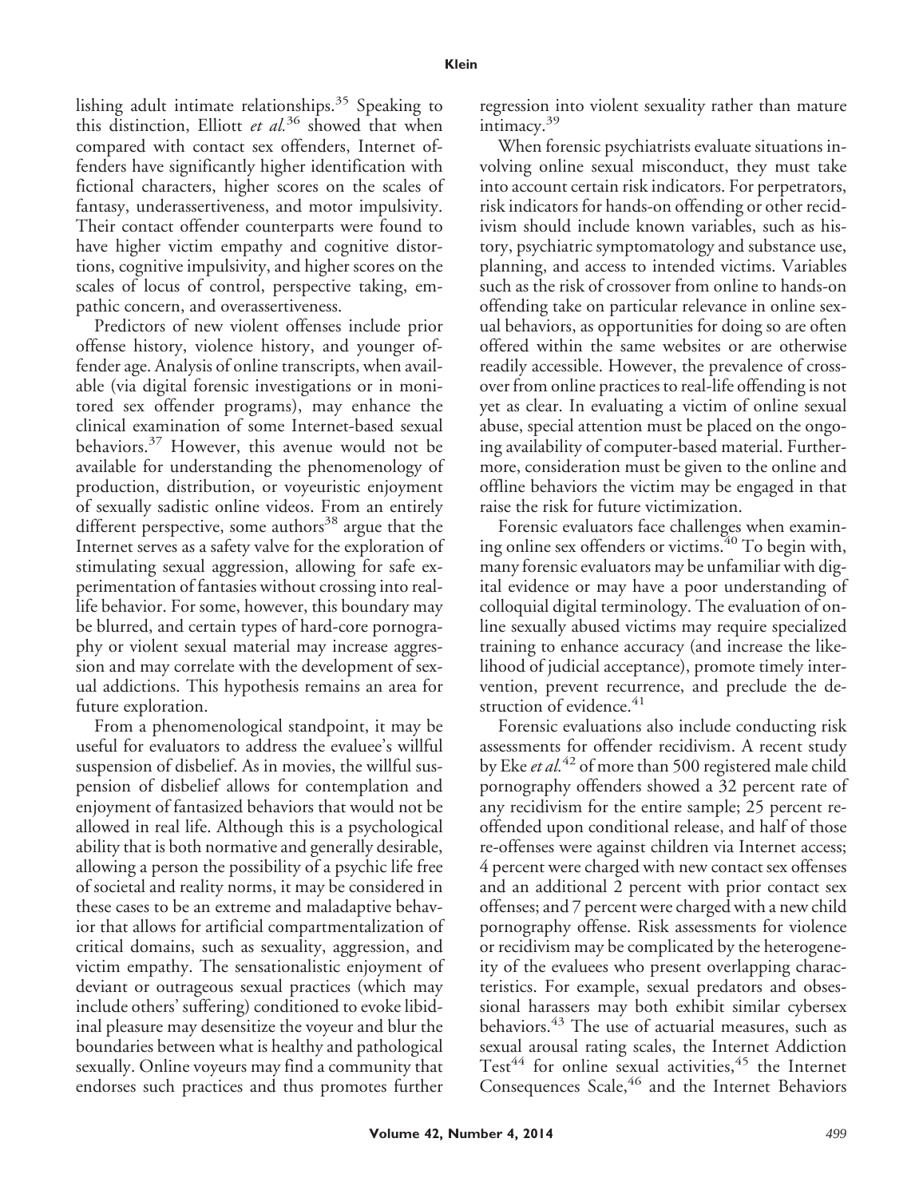lishing adult intimate relationships.[35] Speaking to this distinction, Elliott *et al.*[36] showed that when compared with contact sex offenders, Internet offenders have significantly higher identification with fictional characters, higher scores on the scales of fantasy, underassertiveness, and motor impulsivity. Their contact offender counterparts were found to have higher victim empathy and cognitive distortions, cognitive impulsivity, and higher scores on the scales of locus of control, perspective taking, empathic concern, and overassertiveness.

Predictors of new violent offenses include prior offense history, violence history, and younger offender age. Analysis of online transcripts, when available (via digital forensic investigations or in monitored sex offender programs), may enhance the clinical examination of some Internet-based sexual behaviors.[37] However, this avenue would not be available for understanding the phenomenology of production, distribution, or voyeuristic enjoyment of sexually sadistic online videos. From an entirely different perspective, some authors[38] argue that the Internet serves as a safety valve for the exploration of stimulating sexual aggression, allowing for safe experimentation of fantasies without crossing into real-life behavior. For some, however, this boundary may be blurred, and certain types of hard-core pornography or violent sexual material may increase aggression and may correlate with the development of sexual addictions. This hypothesis remains an area for future exploration.

From a phenomenological standpoint, it may be useful for evaluators to address the evaluee's willful suspension of disbelief. As in movies, the willful suspension of disbelief allows for contemplation and enjoyment of fantasized behaviors that would not be allowed in real life. Although this is a psychological ability that is both normative and generally desirable, allowing a person the possibility of a psychic life free of societal and reality norms, it may be considered in these cases to be an extreme and maladaptive behavior that allows for artificial compartmentalization of critical domains, such as sexuality, aggression, and victim empathy. The sensationalistic enjoyment of deviant or outrageous sexual practices (which may include others' suffering) conditioned to evoke libidinal pleasure may desensitize the voyeur and blur the boundaries between what is healthy and pathological sexually. Online voyeurs may find a community that endorses such practices and thus promotes further regression into violent sexuality rather than mature intimacy.[39]

When forensic psychiatrists evaluate situations involving online sexual misconduct, they must take into account certain risk indicators. For perpetrators, risk indicators for hands-on offending or other recidivism should include known variables, such as history, psychiatric symptomatology and substance use, planning, and access to intended victims. Variables such as the risk of crossover from online to hands-on offending take on particular relevance in online sexual behaviors, as opportunities for doing so are often offered within the same websites or are otherwise readily accessible. However, the prevalence of crossover from online practices to real-life offending is not yet as clear. In evaluating a victim of online sexual abuse, special attention must be placed on the ongoing availability of computer-based material. Furthermore, consideration must be given to the online and offline behaviors the victim may be engaged in that raise the risk for future victimization.

Forensic evaluators face challenges when examining online sex offenders or victims.[40] To begin with, many forensic evaluators may be unfamiliar with digital evidence or may have a poor understanding of colloquial digital terminology. The evaluation of online sexually abused victims may require specialized training to enhance accuracy (and increase the likelihood of judicial acceptance), promote timely intervention, prevent recurrence, and preclude the destruction of evidence.[41]

Forensic evaluations also include conducting risk assessments for offender recidivism. A recent study by Eke *et al.*[42] of more than 500 registered male child pornography offenders showed a 32 percent rate of any recidivism for the entire sample; 25 percent reoffended upon conditional release, and half of those re-offenses were against children via Internet access; 4 percent were charged with new contact sex offenses and an additional 2 percent with prior contact sex offenses; and 7 percent were charged with a new child pornography offense. Risk assessments for violence or recidivism may be complicated by the heterogeneity of the evaluees who present overlapping characteristics. For example, sexual predators and obsessional harassers may both exhibit similar cybersex behaviors.[43] The use of actuarial measures, such as sexual arousal rating scales, the Internet Addiction Test[44] for online sexual activities,[45] the Internet Consequences Scale,[46] and the Internet Behaviors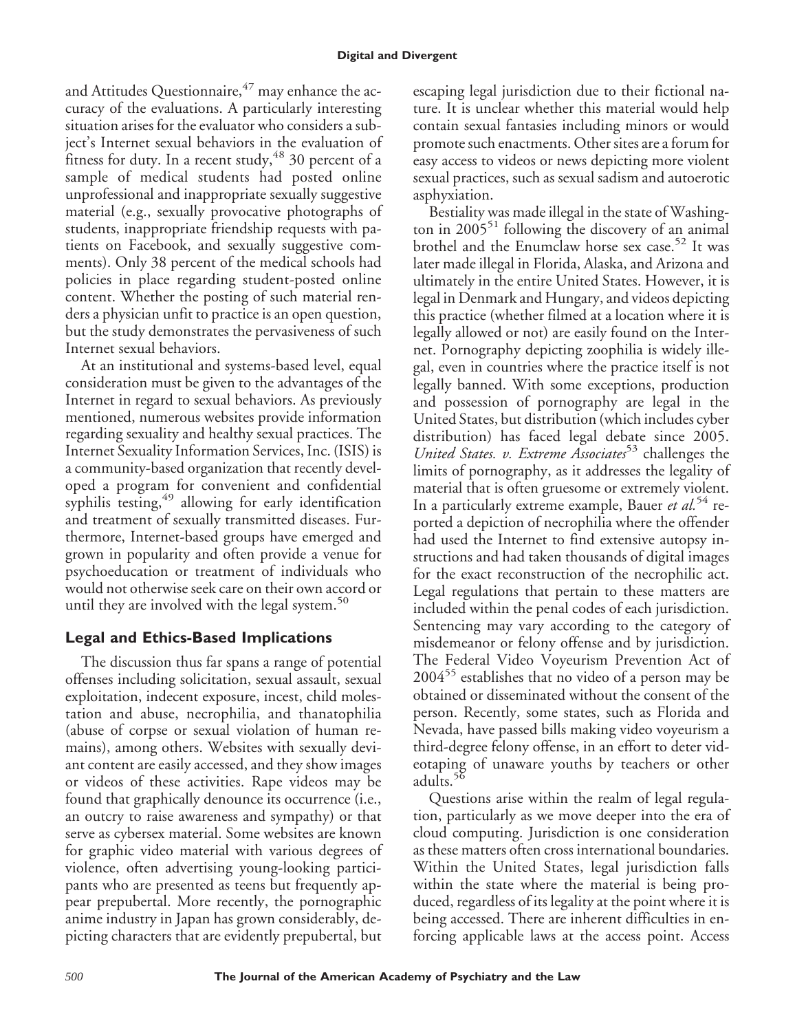and Attitudes Questionnaire,[47] may enhance the accuracy of the evaluations. A particularly interesting situation arises for the evaluator who considers a subject's Internet sexual behaviors in the evaluation of fitness for duty. In a recent study,[48] 30 percent of a sample of medical students had posted online unprofessional and inappropriate sexually suggestive material (e.g., sexually provocative photographs of students, inappropriate friendship requests with patients on Facebook, and sexually suggestive comments). Only 38 percent of the medical schools had policies in place regarding student-posted online content. Whether the posting of such material renders a physician unfit to practice is an open question, but the study demonstrates the pervasiveness of such Internet sexual behaviors.

At an institutional and systems-based level, equal consideration must be given to the advantages of the Internet in regard to sexual behaviors. As previously mentioned, numerous websites provide information regarding sexuality and healthy sexual practices. The Internet Sexuality Information Services, Inc. (ISIS) is a community-based organization that recently developed a program for convenient and confidential syphilis testing,[49] allowing for early identification and treatment of sexually transmitted diseases. Furthermore, Internet-based groups have emerged and grown in popularity and often provide a venue for psychoeducation or treatment of individuals who would not otherwise seek care on their own accord or until they are involved with the legal system.[50]

## Legal and Ethics-Based Implications

The discussion thus far spans a range of potential offenses including solicitation, sexual assault, sexual exploitation, indecent exposure, incest, child molestation and abuse, necrophilia, and thanatophilia (abuse of corpse or sexual violation of human remains), among others. Websites with sexually deviant content are easily accessed, and they show images or videos of these activities. Rape videos may be found that graphically denounce its occurrence (i.e., an outcry to raise awareness and sympathy) or that serve as cybersex material. Some websites are known for graphic video material with various degrees of violence, often advertising young-looking participants who are presented as teens but frequently appear prepubertal. More recently, the pornographic anime industry in Japan has grown considerably, depicting characters that are evidently prepubertal, but escaping legal jurisdiction due to their fictional nature. It is unclear whether this material would help contain sexual fantasies including minors or would promote such enactments. Other sites are a forum for easy access to videos or news depicting more violent sexual practices, such as sexual sadism and autoerotic asphyxiation.

Bestiality was made illegal in the state of Washington in 2005[51] following the discovery of an animal brothel and the Enumclaw horse sex case.[52] It was later made illegal in Florida, Alaska, and Arizona and ultimately in the entire United States. However, it is legal in Denmark and Hungary, and videos depicting this practice (whether filmed at a location where it is legally allowed or not) are easily found on the Internet. Pornography depicting zoophilia is widely illegal, even in countries where the practice itself is not legally banned. With some exceptions, production and possession of pornography are legal in the United States, but distribution (which includes cyber distribution) has faced legal debate since 2005. *United States. v. Extreme Associates*[53] challenges the limits of pornography, as it addresses the legality of material that is often gruesome or extremely violent. In a particularly extreme example, Bauer *et al.*[54] reported a depiction of necrophilia where the offender had used the Internet to find extensive autopsy instructions and had taken thousands of digital images for the exact reconstruction of the necrophilic act. Legal regulations that pertain to these matters are included within the penal codes of each jurisdiction. Sentencing may vary according to the category of misdemeanor or felony offense and by jurisdiction. The Federal Video Voyeurism Prevention Act of 2004[55] establishes that no video of a person may be obtained or disseminated without the consent of the person. Recently, some states, such as Florida and Nevada, have passed bills making video voyeurism a third-degree felony offense, in an effort to deter videotaping of unaware youths by teachers or other adults.[56]

Questions arise within the realm of legal regulation, particularly as we move deeper into the era of cloud computing. Jurisdiction is one consideration as these matters often cross international boundaries. Within the United States, legal jurisdiction falls within the state where the material is being produced, regardless of its legality at the point where it is being accessed. There are inherent difficulties in enforcing applicable laws at the access point. Access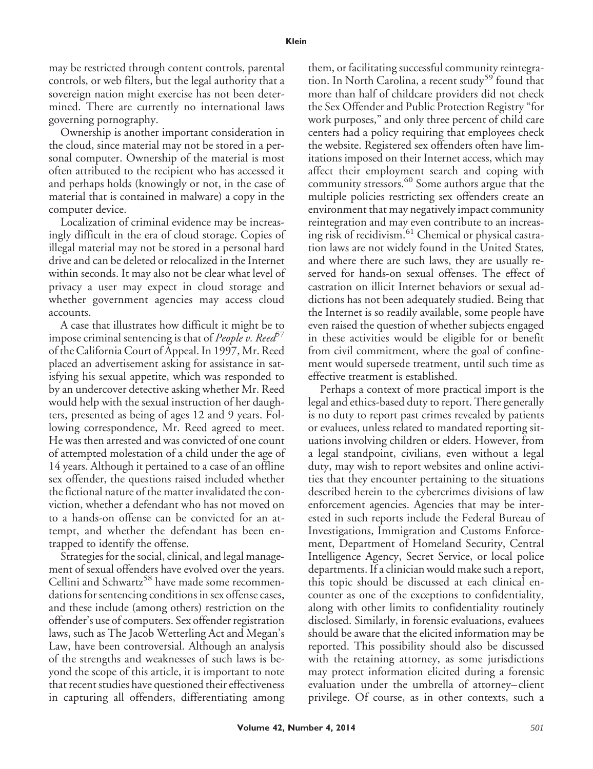may be restricted through content controls, parental controls, or web filters, but the legal authority that a sovereign nation might exercise has not been determined. There are currently no international laws governing pornography.

Ownership is another important consideration in the cloud, since material may not be stored in a personal computer. Ownership of the material is most often attributed to the recipient who has accessed it and perhaps holds (knowingly or not, in the case of material that is contained in malware) a copy in the computer device.

Localization of criminal evidence may be increasingly difficult in the era of cloud storage. Copies of illegal material may not be stored in a personal hard drive and can be deleted or relocalized in the Internet within seconds. It may also not be clear what level of privacy a user may expect in cloud storage and whether government agencies may access cloud accounts.

A case that illustrates how difficult it might be to impose criminal sentencing is that of *People v. Reed*[57] of the California Court of Appeal. In 1997, Mr. Reed placed an advertisement asking for assistance in satisfying his sexual appetite, which was responded to by an undercover detective asking whether Mr. Reed would help with the sexual instruction of her daughters, presented as being of ages 12 and 9 years. Following correspondence, Mr. Reed agreed to meet. He was then arrested and was convicted of one count of attempted molestation of a child under the age of 14 years. Although it pertained to a case of an offline sex offender, the questions raised included whether the fictional nature of the matter invalidated the conviction, whether a defendant who has not moved on to a hands-on offense can be convicted for an attempt, and whether the defendant has been entrapped to identify the offense.

Strategies for the social, clinical, and legal management of sexual offenders have evolved over the years. Cellini and Schwartz[58] have made some recommendations for sentencing conditions in sex offense cases, and these include (among others) restriction on the offender's use of computers. Sex offender registration laws, such as The Jacob Wetterling Act and Megan's Law, have been controversial. Although an analysis of the strengths and weaknesses of such laws is beyond the scope of this article, it is important to note that recent studies have questioned their effectiveness in capturing all offenders, differentiating among them, or facilitating successful community reintegration. In North Carolina, a recent study[59] found that more than half of childcare providers did not check the Sex Offender and Public Protection Registry "for work purposes," and only three percent of child care centers had a policy requiring that employees check the website. Registered sex offenders often have limitations imposed on their Internet access, which may affect their employment search and coping with community stressors.[60] Some authors argue that the multiple policies restricting sex offenders create an environment that may negatively impact community reintegration and may even contribute to an increasing risk of recidivism.[61] Chemical or physical castration laws are not widely found in the United States, and where there are such laws, they are usually reserved for hands-on sexual offenses. The effect of castration on illicit Internet behaviors or sexual addictions has not been adequately studied. Being that the Internet is so readily available, some people have even raised the question of whether subjects engaged in these activities would be eligible for or benefit from civil commitment, where the goal of confinement would supersede treatment, until such time as effective treatment is established.

Perhaps a context of more practical import is the legal and ethics-based duty to report. There generally is no duty to report past crimes revealed by patients or evaluees, unless related to mandated reporting situations involving children or elders. However, from a legal standpoint, civilians, even without a legal duty, may wish to report websites and online activities that they encounter pertaining to the situations described herein to the cybercrimes divisions of law enforcement agencies. Agencies that may be interested in such reports include the Federal Bureau of Investigations, Immigration and Customs Enforcement, Department of Homeland Security, Central Intelligence Agency, Secret Service, or local police departments. If a clinician would make such a report, this topic should be discussed at each clinical encounter as one of the exceptions to confidentiality, along with other limits to confidentiality routinely disclosed. Similarly, in forensic evaluations, evaluees should be aware that the elicited information may be reported. This possibility should also be discussed with the retaining attorney, as some jurisdictions may protect information elicited during a forensic evaluation under the umbrella of attorney–client privilege. Of course, as in other contexts, such a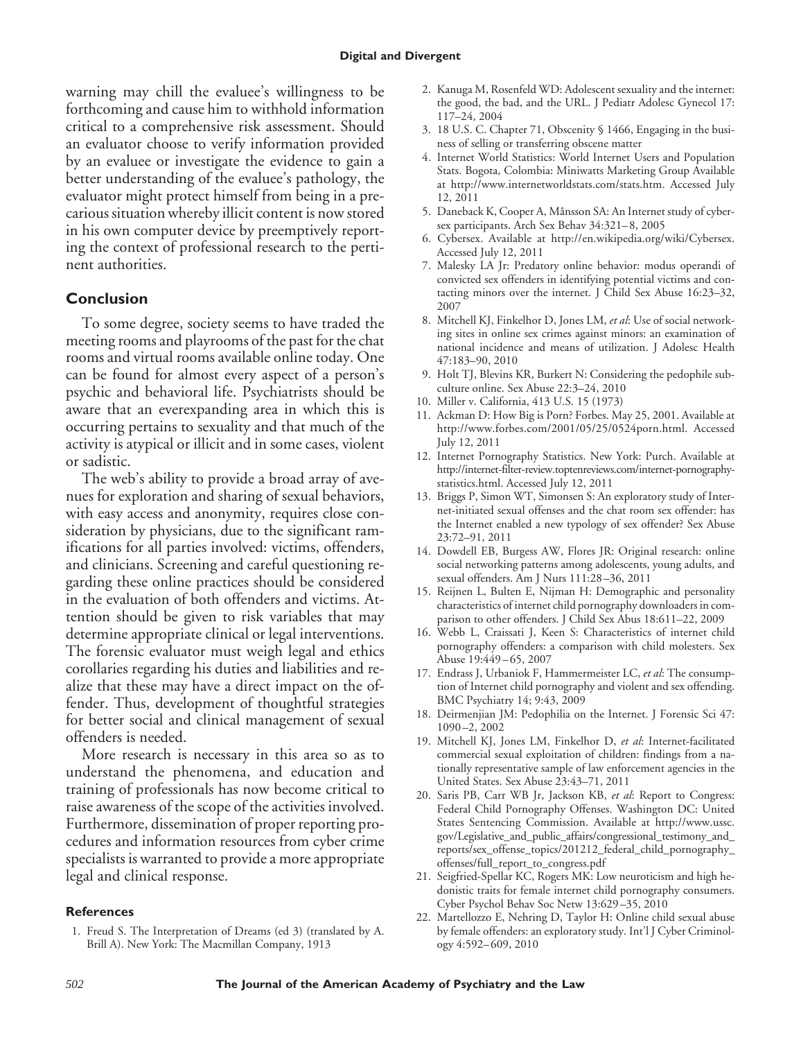warning may chill the evaluee's willingness to be forthcoming and cause him to withhold information critical to a comprehensive risk assessment. Should an evaluator choose to verify information provided by an evaluee or investigate the evidence to gain a better understanding of the evaluee's pathology, the evaluator might protect himself from being in a precarious situation whereby illicit content is now stored in his own computer device by preemptively reporting the context of professional research to the pertinent authorities.

## Conclusion

To some degree, society seems to have traded the meeting rooms and playrooms of the past for the chat rooms and virtual rooms available online today. One can be found for almost every aspect of a person's psychic and behavioral life. Psychiatrists should be aware that an everexpanding area in which this is occurring pertains to sexuality and that much of the activity is atypical or illicit and in some cases, violent or sadistic.

The web's ability to provide a broad array of avenues for exploration and sharing of sexual behaviors, with easy access and anonymity, requires close consideration by physicians, due to the significant ramifications for all parties involved: victims, offenders, and clinicians. Screening and careful questioning regarding these online practices should be considered in the evaluation of both offenders and victims. Attention should be given to risk variables that may determine appropriate clinical or legal interventions. The forensic evaluator must weigh legal and ethics corollaries regarding his duties and liabilities and realize that these may have a direct impact on the offender. Thus, development of thoughtful strategies for better social and clinical management of sexual offenders is needed.

More research is necessary in this area so as to understand the phenomena, and education and training of professionals has now become critical to raise awareness of the scope of the activities involved. Furthermore, dissemination of proper reporting procedures and information resources from cyber crime specialists is warranted to provide a more appropriate legal and clinical response.

### References

1. Freud S. The Interpretation of Dreams (ed 3) (translated by A. Brill A). New York: The Macmillan Company, 1913
2. Kanuga M, Rosenfeld WD: Adolescent sexuality and the internet: the good, the bad, and the URL. J Pediatr Adolesc Gynecol 17: 117–24, 2004
3. 18 U.S. C. Chapter 71, Obscenity § 1466, Engaging in the business of selling or transferring obscene matter
4. Internet World Statistics: World Internet Users and Population Stats. Bogota, Colombia: Miniwatts Marketing Group Available at http://www.internetworldstats.com/stats.htm. Accessed July 12, 2011
5. Daneback K, Cooper A, Månsson SA: An Internet study of cybersex participants. Arch Sex Behav 34:321–8, 2005
6. Cybersex. Available at http://en.wikipedia.org/wiki/Cybersex. Accessed July 12, 2011
7. Malesky LA Jr: Predatory online behavior: modus operandi of convicted sex offenders in identifying potential victims and contacting minors over the internet. J Child Sex Abuse 16:23–32, 2007
8. Mitchell KJ, Finkelhor D, Jones LM, *et al*: Use of social networking sites in online sex crimes against minors: an examination of national incidence and means of utilization. J Adolesc Health 47:183–90, 2010
9. Holt TJ, Blevins KR, Burkert N: Considering the pedophile subculture online. Sex Abuse 22:3–24, 2010
10. Miller v. California, 413 U.S. 15 (1973)
11. Ackman D: How Big is Porn? Forbes. May 25, 2001. Available at http://www.forbes.com/2001/05/25/0524porn.html. Accessed July 12, 2011
12. Internet Pornography Statistics. New York: Purch. Available at http://internet-filter-review.toptenreviews.com/internet-pornography-statistics.html. Accessed July 12, 2011
13. Briggs P, Simon WT, Simonsen S: An exploratory study of Internet-initiated sexual offenses and the chat room sex offender: has the Internet enabled a new typology of sex offender? Sex Abuse 23:72–91, 2011
14. Dowdell EB, Burgess AW, Flores JR: Original research: online social networking patterns among adolescents, young adults, and sexual offenders. Am J Nurs 111:28–36, 2011
15. Reijnen L, Bulten E, Nijman H: Demographic and personality characteristics of internet child pornography downloaders in comparison to other offenders. J Child Sex Abus 18:611–22, 2009
16. Webb L, Craissati J, Keen S: Characteristics of internet child pornography offenders: a comparison with child molesters. Sex Abuse 19:449–65, 2007
17. Endrass J, Urbaniok F, Hammermeister LC, *et al*: The consumption of Internet child pornography and violent and sex offending. BMC Psychiatry 14; 9:43, 2009
18. Deirmenjian JM: Pedophilia on the Internet. J Forensic Sci 47: 1090–2, 2002
19. Mitchell KJ, Jones LM, Finkelhor D, *et al*: Internet-facilitated commercial sexual exploitation of children: findings from a nationally representative sample of law enforcement agencies in the United States. Sex Abuse 23:43–71, 2011
20. Saris PB, Carr WB Jr, Jackson KB, *et al*: Report to Congress: Federal Child Pornography Offenses. Washington DC: United States Sentencing Commission. Available at http://www.ussc.gov/Legislative_and_public_affairs/congressional_testimony_and_reports/sex_offense_topics/201212_federal_child_pornography_offenses/full_report_to_congress.pdf
21. Seigfried-Spellar KC, Rogers MK: Low neuroticism and high hedonistic traits for female internet child pornography consumers. Cyber Psychol Behav Soc Netw 13:629–35, 2010
22. Martellozzo E, Nehring D, Taylor H: Online child sexual abuse by female offenders: an exploratory study. Int'l J Cyber Criminology 4:592–609, 2010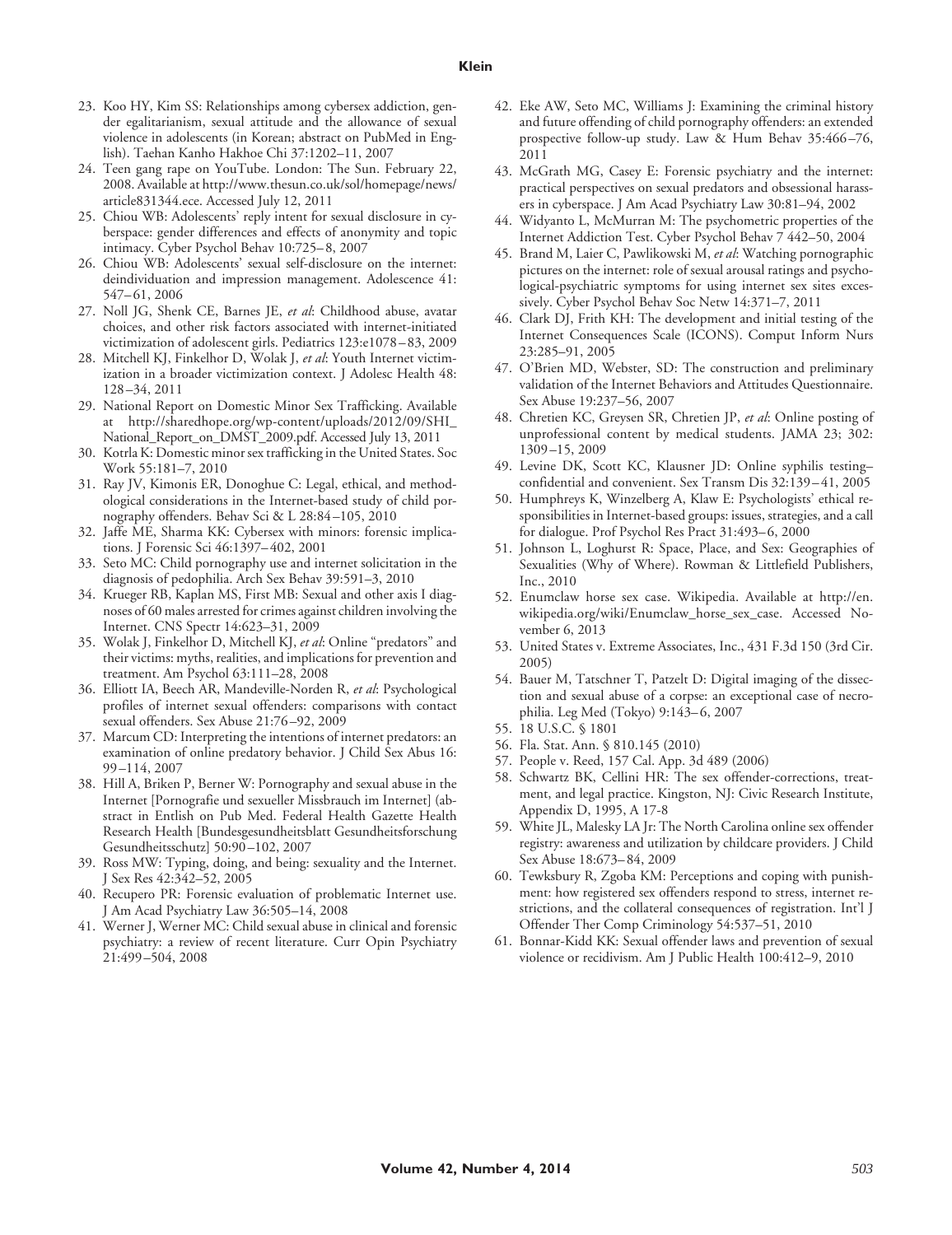23. Koo HY, Kim SS: Relationships among cybersex addiction, gender egalitarianism, sexual attitude and the allowance of sexual violence in adolescents (in Korean; abstract on PubMed in English). Taehan Kanho Hakhoe Chi 37:1202–11, 2007
24. Teen gang rape on YouTube. London: The Sun. February 22, 2008. Available at http://www.thesun.co.uk/sol/homepage/news/article831344.ece. Accessed July 12, 2011
25. Chiou WB: Adolescents' reply intent for sexual disclosure in cyberspace: gender differences and effects of anonymity and topic intimacy. Cyber Psychol Behav 10:725–8, 2007
26. Chiou WB: Adolescents' sexual self-disclosure on the internet: deindividuation and impression management. Adolescence 41: 547–61, 2006
27. Noll JG, Shenk CE, Barnes JE, *et al*: Childhood abuse, avatar choices, and other risk factors associated with internet-initiated victimization of adolescent girls. Pediatrics 123:e1078–83, 2009
28. Mitchell KJ, Finkelhor D, Wolak J, *et al*: Youth Internet victimization in a broader victimization context. J Adolesc Health 48: 128–34, 2011
29. National Report on Domestic Minor Sex Trafficking. Available at http://sharedhope.org/wp-content/uploads/2012/09/SHI_National_Report_on_DMST_2009.pdf. Accessed July 13, 2011
30. Kotrla K: Domestic minor sex trafficking in the United States. Soc Work 55:181–7, 2010
31. Ray JV, Kimonis ER, Donoghue C: Legal, ethical, and methodological considerations in the Internet-based study of child pornography offenders. Behav Sci & L 28:84–105, 2010
32. Jaffe ME, Sharma KK: Cybersex with minors: forensic implications. J Forensic Sci 46:1397–402, 2001
33. Seto MC: Child pornography use and internet solicitation in the diagnosis of pedophilia. Arch Sex Behav 39:591–3, 2010
34. Krueger RB, Kaplan MS, First MB: Sexual and other axis I diagnoses of 60 males arrested for crimes against children involving the Internet. CNS Spectr 14:623–31, 2009
35. Wolak J, Finkelhor D, Mitchell KJ, *et al*: Online "predators" and their victims: myths, realities, and implications for prevention and treatment. Am Psychol 63:111–28, 2008
36. Elliott IA, Beech AR, Mandeville-Norden R, *et al*: Psychological profiles of internet sexual offenders: comparisons with contact sexual offenders. Sex Abuse 21:76–92, 2009
37. Marcum CD: Interpreting the intentions of internet predators: an examination of online predatory behavior. J Child Sex Abus 16: 99–114, 2007
38. Hill A, Briken P, Berner W: Pornography and sexual abuse in the Internet [Pornografie und sexueller Missbrauch im Internet] (abstract in Entlish on Pub Med. Federal Health Gazette Health Research Health [Bundesgesundheitsblatt Gesundheitsforschung Gesundheitsschutz] 50:90–102, 2007
39. Ross MW: Typing, doing, and being: sexuality and the Internet. J Sex Res 42:342–52, 2005
40. Recupero PR: Forensic evaluation of problematic Internet use. J Am Acad Psychiatry Law 36:505–14, 2008
41. Werner J, Werner MC: Child sexual abuse in clinical and forensic psychiatry: a review of recent literature. Curr Opin Psychiatry 21:499–504, 2008
42. Eke AW, Seto MC, Williams J: Examining the criminal history and future offending of child pornography offenders: an extended prospective follow-up study. Law & Hum Behav 35:466–76, 2011
43. McGrath MG, Casey E: Forensic psychiatry and the internet: practical perspectives on sexual predators and obsessional harassers in cyberspace. J Am Acad Psychiatry Law 30:81–94, 2002
44. Widyanto L, McMurran M: The psychometric properties of the Internet Addiction Test. Cyber Psychol Behav 7 442–50, 2004
45. Brand M, Laier C, Pawlikowski M, *et al*: Watching pornographic pictures on the internet: role of sexual arousal ratings and psychological-psychiatric symptoms for using internet sex sites excessively. Cyber Psychol Behav Soc Netw 14:371–7, 2011
46. Clark DJ, Frith KH: The development and initial testing of the Internet Consequences Scale (ICONS). Comput Inform Nurs 23:285–91, 2005
47. O'Brien MD, Webster, SD: The construction and preliminary validation of the Internet Behaviors and Attitudes Questionnaire. Sex Abuse 19:237–56, 2007
48. Chretien KC, Greysen SR, Chretien JP, *et al*: Online posting of unprofessional content by medical students. JAMA 23; 302: 1309–15, 2009
49. Levine DK, Scott KC, Klausner JD: Online syphilis testing–confidential and convenient. Sex Transm Dis 32:139–41, 2005
50. Humphreys K, Winzelberg A, Klaw E: Psychologists' ethical responsibilities in Internet-based groups: issues, strategies, and a call for dialogue. Prof Psychol Res Pract 31:493–6, 2000
51. Johnson L, Loghurst R: Space, Place, and Sex: Geographies of Sexualities (Why of Where). Rowman & Littlefield Publishers, Inc., 2010
52. Enumclaw horse sex case. Wikipedia. Available at http://en.wikipedia.org/wiki/Enumclaw_horse_sex_case. Accessed November 6, 2013
53. United States v. Extreme Associates, Inc., 431 F.3d 150 (3rd Cir. 2005)
54. Bauer M, Tatschner T, Patzelt D: Digital imaging of the dissection and sexual abuse of a corpse: an exceptional case of necrophilia. Leg Med (Tokyo) 9:143–6, 2007
55. 18 U.S.C. § 1801
56. Fla. Stat. Ann. § 810.145 (2010)
57. People v. Reed, 157 Cal. App. 3d 489 (2006)
58. Schwartz BK, Cellini HR: The sex offender-corrections, treatment, and legal practice. Kingston, NJ: Civic Research Institute, Appendix D, 1995, A 17-8
59. White JL, Malesky LA Jr: The North Carolina online sex offender registry: awareness and utilization by childcare providers. J Child Sex Abuse 18:673–84, 2009
60. Tewksbury R, Zgoba KM: Perceptions and coping with punishment: how registered sex offenders respond to stress, internet restrictions, and the collateral consequences of registration. Int'l J Offender Ther Comp Criminology 54:537–51, 2010
61. Bonnar-Kidd KK: Sexual offender laws and prevention of sexual violence or recidivism. Am J Public Health 100:412–9, 2010